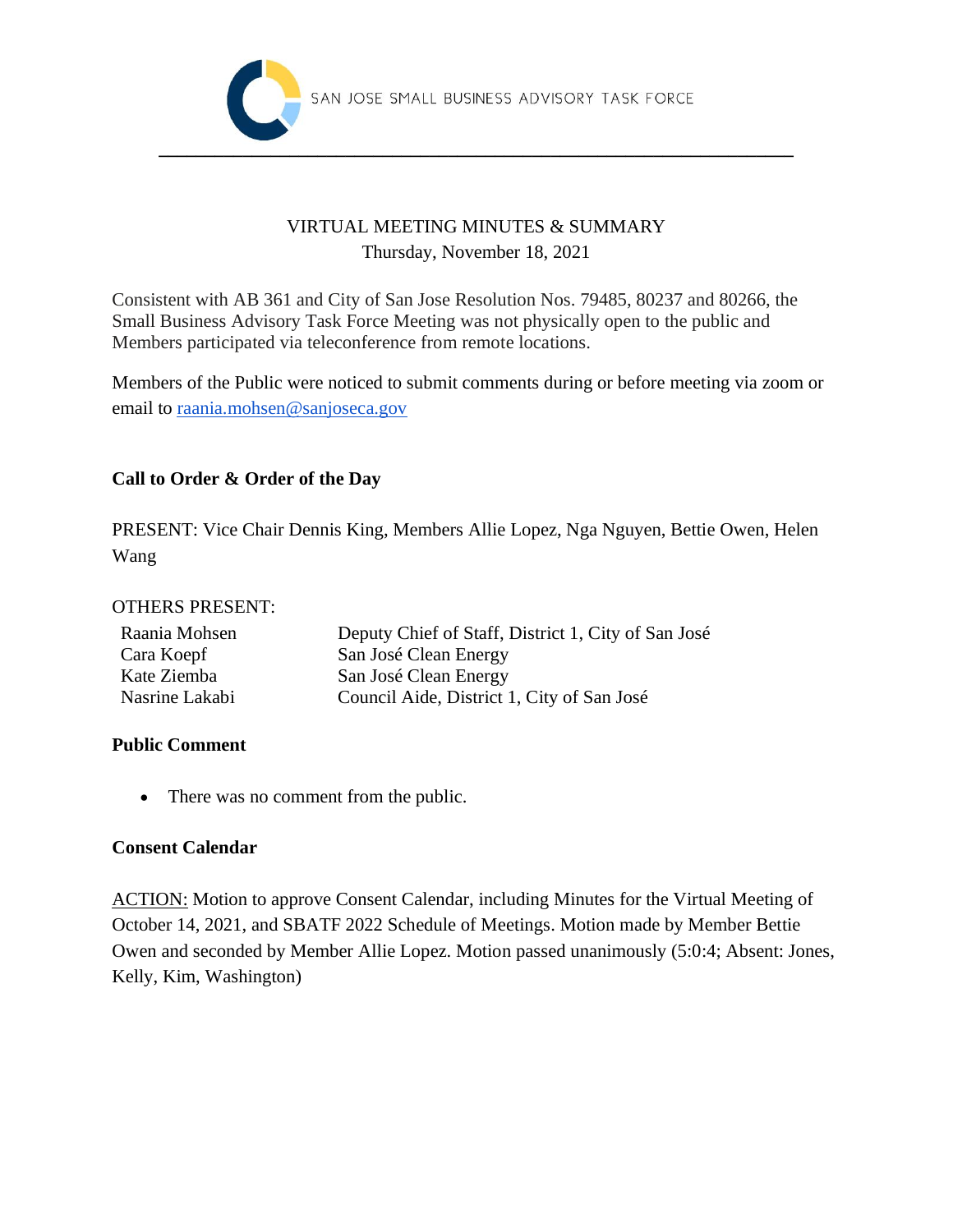SAN JOSE SMALL BUSINESS ADVISORY TASK FORCE

VIRTUAL MEETING MINUTES & SUMMARY
Thursday, November 18, 2021

Consistent with AB 361 and City of San Jose Resolution Nos. 79485, 80237 and 80266, the Small Business Advisory Task Force Meeting was not physically open to the public and Members participated via teleconference from remote locations.

Members of the Public were noticed to submit comments during or before meeting via zoom or email to [raania.mohsen@sanjoseca.gov](mailto:raania.mohsen@sanjoseca.gov)

**Call to Order & Order of the Day**

PRESENT: Vice Chair Dennis King, Members Allie Lopez, Nga Nguyen, Bettie Owen, Helen Wang

OTHERS PRESENT:

| | |
|---|---|
| Raania Mohsen | Deputy Chief of Staff, District 1, City of San José |
| Cara Koepf | San José Clean Energy |
| Kate Ziemba | San José Clean Energy |
| Nasrine Lakabi | Council Aide, District 1, City of San José |

**Public Comment**

- There was no comment from the public.

**Consent Calendar**

ACTION: Motion to approve Consent Calendar, including Minutes for the Virtual Meeting of October 14, 2021, and SBATF 2022 Schedule of Meetings. Motion made by Member Bettie Owen and seconded by Member Allie Lopez. Motion passed unanimously (5:0:4; Absent: Jones, Kelly, Kim, Washington)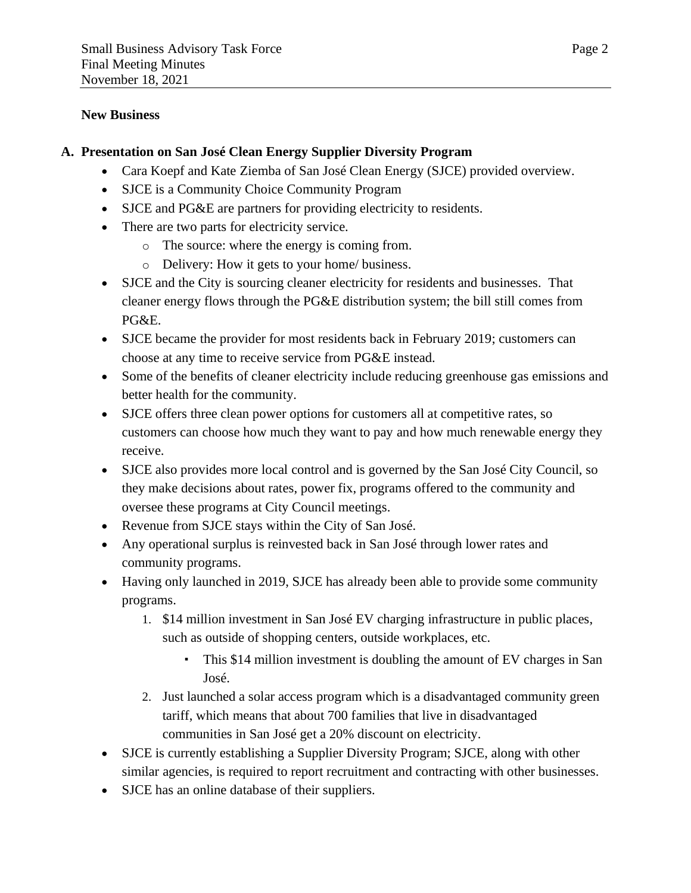## New Business

### A. Presentation on San José Clean Energy Supplier Diversity Program

- Cara Koepf and Kate Ziemba of San José Clean Energy (SJCE) provided overview.
- SJCE is a Community Choice Community Program
- SJCE and PG&E are partners for providing electricity to residents.
- There are two parts for electricity service.
  - The source: where the energy is coming from.
  - Delivery: How it gets to your home/ business.
- SJCE and the City is sourcing cleaner electricity for residents and businesses. That cleaner energy flows through the PG&E distribution system; the bill still comes from PG&E.
- SJCE became the provider for most residents back in February 2019; customers can choose at any time to receive service from PG&E instead.
- Some of the benefits of cleaner electricity include reducing greenhouse gas emissions and better health for the community.
- SJCE offers three clean power options for customers all at competitive rates, so customers can choose how much they want to pay and how much renewable energy they receive.
- SJCE also provides more local control and is governed by the San José City Council, so they make decisions about rates, power fix, programs offered to the community and oversee these programs at City Council meetings.
- Revenue from SJCE stays within the City of San José.
- Any operational surplus is reinvested back in San José through lower rates and community programs.
- Having only launched in 2019, SJCE has already been able to provide some community programs.
  1. $14 million investment in San José EV charging infrastructure in public places, such as outside of shopping centers, outside workplaces, etc.
     - This $14 million investment is doubling the amount of EV charges in San José.
  2. Just launched a solar access program which is a disadvantaged community green tariff, which means that about 700 families that live in disadvantaged communities in San José get a 20% discount on electricity.
- SJCE is currently establishing a Supplier Diversity Program; SJCE, along with other similar agencies, is required to report recruitment and contracting with other businesses.
- SJCE has an online database of their suppliers.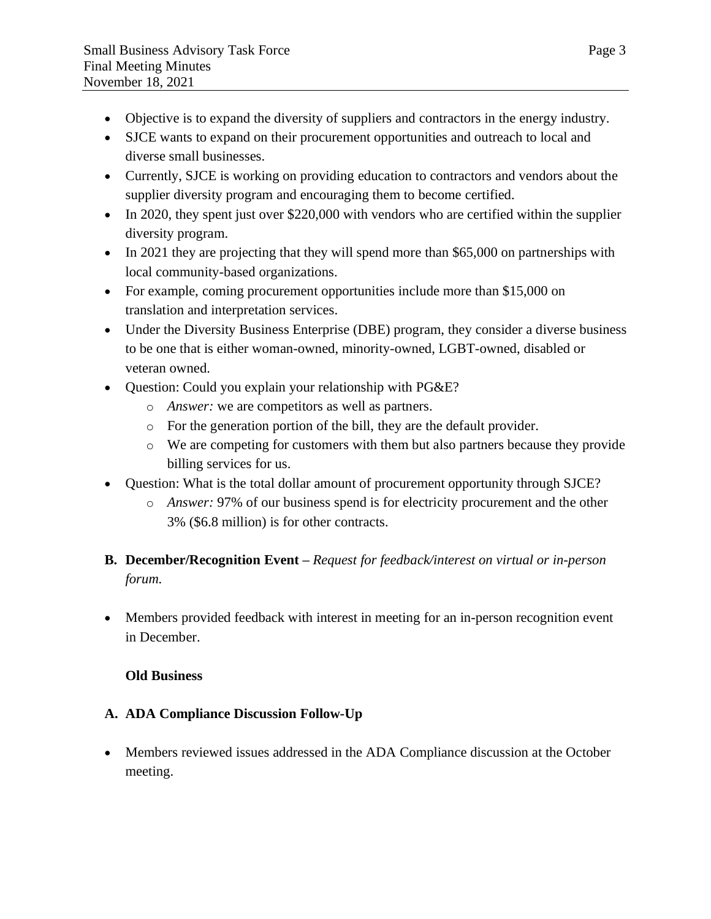- Objective is to expand the diversity of suppliers and contractors in the energy industry.
- SJCE wants to expand on their procurement opportunities and outreach to local and diverse small businesses.
- Currently, SJCE is working on providing education to contractors and vendors about the supplier diversity program and encouraging them to become certified.
- In 2020, they spent just over $220,000 with vendors who are certified within the supplier diversity program.
- In 2021 they are projecting that they will spend more than $65,000 on partnerships with local community-based organizations.
- For example, coming procurement opportunities include more than $15,000 on translation and interpretation services.
- Under the Diversity Business Enterprise (DBE) program, they consider a diverse business to be one that is either woman-owned, minority-owned, LGBT-owned, disabled or veteran owned.
- Question: Could you explain your relationship with PG&E?
  - *Answer:* we are competitors as well as partners.
  - For the generation portion of the bill, they are the default provider.
  - We are competing for customers with them but also partners because they provide billing services for us.
- Question: What is the total dollar amount of procurement opportunity through SJCE?
  - *Answer:* 97% of our business spend is for electricity procurement and the other 3% ($6.8 million) is for other contracts.

**B. December/Recognition Event –** *Request for feedback/interest on virtual or in-person forum.*

- Members provided feedback with interest in meeting for an in-person recognition event in December.

**Old Business**

**A. ADA Compliance Discussion Follow-Up**

- Members reviewed issues addressed in the ADA Compliance discussion at the October meeting.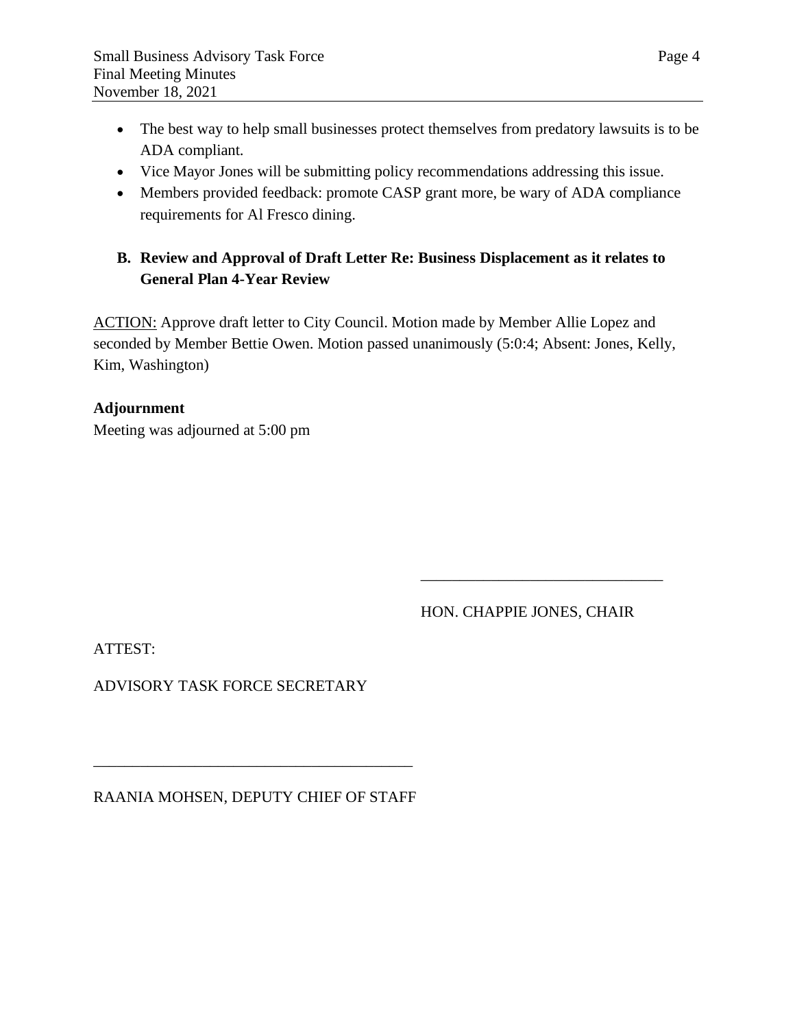- The best way to help small businesses protect themselves from predatory lawsuits is to be ADA compliant.
- Vice Mayor Jones will be submitting policy recommendations addressing this issue.
- Members provided feedback: promote CASP grant more, be wary of ADA compliance requirements for Al Fresco dining.

**B. Review and Approval of Draft Letter Re: Business Displacement as it relates to General Plan 4-Year Review**

ACTION: Approve draft letter to City Council. Motion made by Member Allie Lopez and seconded by Member Bettie Owen. Motion passed unanimously (5:0:4; Absent: Jones, Kelly, Kim, Washington)

**Adjournment**

Meeting was adjourned at 5:00 pm

_______________________________

HON. CHAPPIE JONES, CHAIR

ATTEST:

ADVISORY TASK FORCE SECRETARY

_______________________________

RAANIA MOHSEN, DEPUTY CHIEF OF STAFF